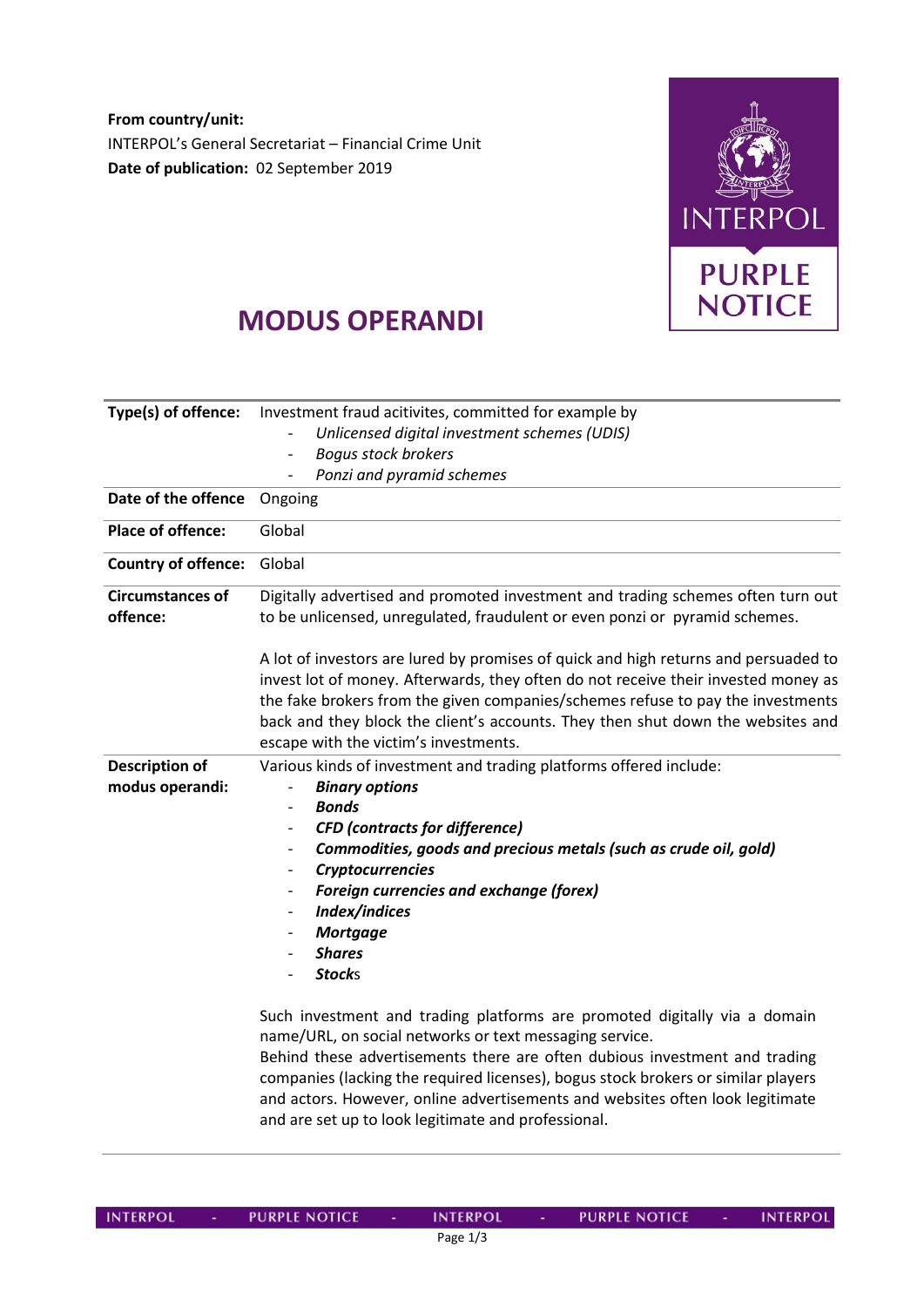**From country/unit:**
INTERPOL's General Secretariat – Financial Crime Unit
**Date of publication:** 02 September 2019

INTERPOL PURPLE NOTICE

# MODUS OPERANDI

| | |
|---|---|
| **Type(s) of offence:** | Investment fraud acitivites, committed for example by<br>- *Unlicensed digital investment schemes (UDIS)*<br>- *Bogus stock brokers*<br>- *Ponzi and pyramid schemes* |
| **Date of the offence** | Ongoing |
| **Place of offence:** | Global |
| **Country of offence:** | Global |
| **Circumstances of offence:** | Digitally advertised and promoted investment and trading schemes often turn out to be unlicensed, unregulated, fraudulent or even ponzi or pyramid schemes.<br><br>A lot of investors are lured by promises of quick and high returns and persuaded to invest lot of money. Afterwards, they often do not receive their invested money as the fake brokers from the given companies/schemes refuse to pay the investments back and they block the client's accounts. They then shut down the websites and escape with the victim's investments. |
| **Description of modus operandi:** | Various kinds of investment and trading platforms offered include:<br>- ***Binary options***<br>- ***Bonds***<br>- ***CFD (contracts for difference)***<br>- ***Commodities, goods and precious metals (such as crude oil, gold)***<br>- ***Cryptocurrencies***<br>- ***Foreign currencies and exchange (forex)***<br>- ***Index/indices***<br>- ***Mortgage***<br>- ***Shares***<br>- ***Stock*s**<br><br>Such investment and trading platforms are promoted digitally via a domain name/URL, on social networks or text messaging service.<br>Behind these advertisements there are often dubious investment and trading companies (lacking the required licenses), bogus stock brokers or similar players and actors. However, online advertisements and websites often look legitimate and are set up to look legitimate and professional. |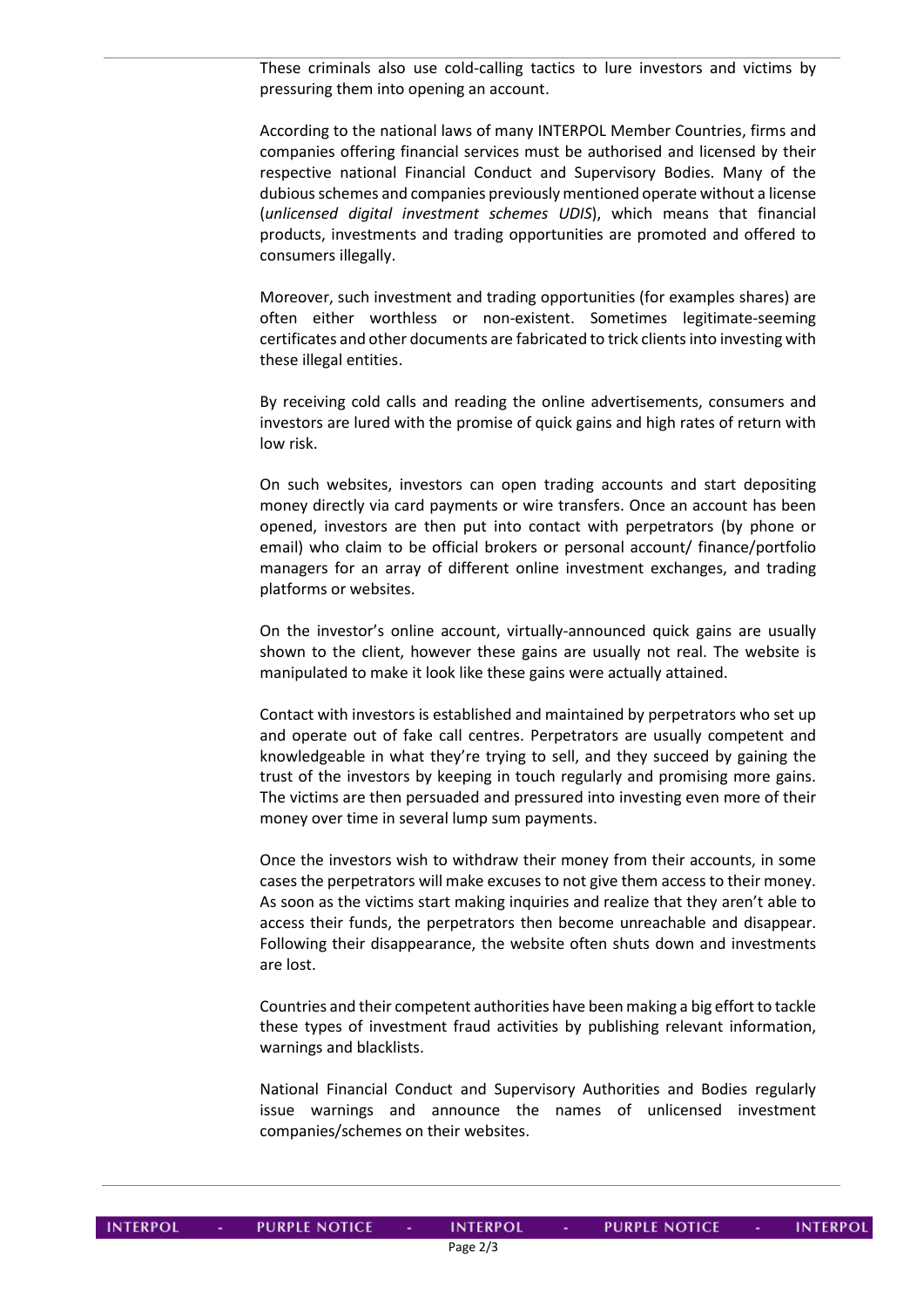These criminals also use cold-calling tactics to lure investors and victims by pressuring them into opening an account.

According to the national laws of many INTERPOL Member Countries, firms and companies offering financial services must be authorised and licensed by their respective national Financial Conduct and Supervisory Bodies. Many of the dubious schemes and companies previously mentioned operate without a license (*unlicensed digital investment schemes UDIS*), which means that financial products, investments and trading opportunities are promoted and offered to consumers illegally.

Moreover, such investment and trading opportunities (for examples shares) are often either worthless or non-existent. Sometimes legitimate-seeming certificates and other documents are fabricated to trick clients into investing with these illegal entities.

By receiving cold calls and reading the online advertisements, consumers and investors are lured with the promise of quick gains and high rates of return with low risk.

On such websites, investors can open trading accounts and start depositing money directly via card payments or wire transfers. Once an account has been opened, investors are then put into contact with perpetrators (by phone or email) who claim to be official brokers or personal account/ finance/portfolio managers for an array of different online investment exchanges, and trading platforms or websites.

On the investor's online account, virtually-announced quick gains are usually shown to the client, however these gains are usually not real. The website is manipulated to make it look like these gains were actually attained.

Contact with investors is established and maintained by perpetrators who set up and operate out of fake call centres. Perpetrators are usually competent and knowledgeable in what they're trying to sell, and they succeed by gaining the trust of the investors by keeping in touch regularly and promising more gains. The victims are then persuaded and pressured into investing even more of their money over time in several lump sum payments.

Once the investors wish to withdraw their money from their accounts, in some cases the perpetrators will make excuses to not give them access to their money. As soon as the victims start making inquiries and realize that they aren't able to access their funds, the perpetrators then become unreachable and disappear. Following their disappearance, the website often shuts down and investments are lost.

Countries and their competent authorities have been making a big effort to tackle these types of investment fraud activities by publishing relevant information, warnings and blacklists.

National Financial Conduct and Supervisory Authorities and Bodies regularly issue warnings and announce the names of unlicensed investment companies/schemes on their websites.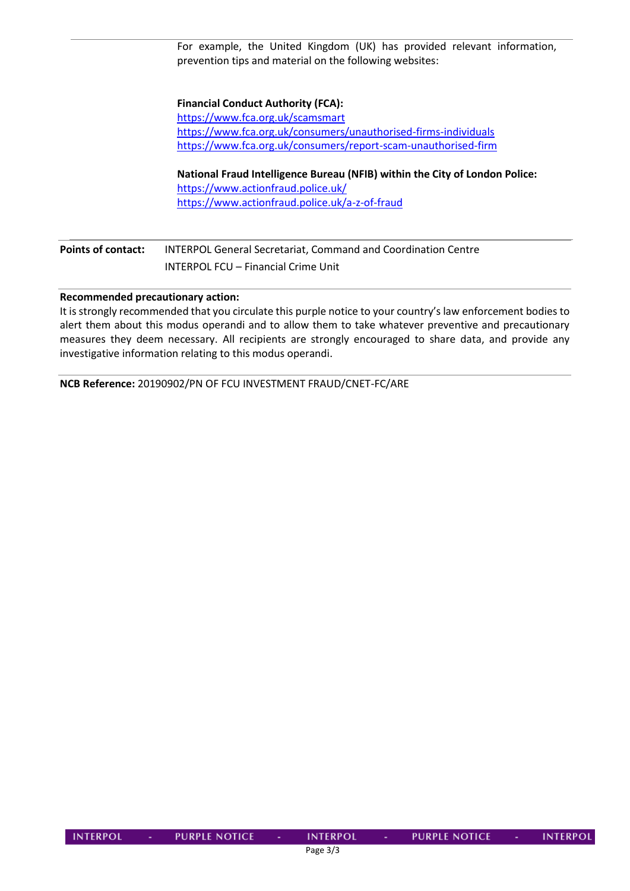For example, the United Kingdom (UK) has provided relevant information, prevention tips and material on the following websites:

**Financial Conduct Authority (FCA):**
https://www.fca.org.uk/scamsmart
https://www.fca.org.uk/consumers/unauthorised-firms-individuals
https://www.fca.org.uk/consumers/report-scam-unauthorised-firm

**National Fraud Intelligence Bureau (NFIB) within the City of London Police:**
https://www.actionfraud.police.uk/
https://www.actionfraud.police.uk/a-z-of-fraud

**Points of contact:** INTERPOL General Secretariat, Command and Coordination Centre
INTERPOL FCU – Financial Crime Unit

**Recommended precautionary action:**
It is strongly recommended that you circulate this purple notice to your country's law enforcement bodies to alert them about this modus operandi and to allow them to take whatever preventive and precautionary measures they deem necessary. All recipients are strongly encouraged to share data, and provide any investigative information relating to this modus operandi.

**NCB Reference:** 20190902/PN OF FCU INVESTMENT FRAUD/CNET-FC/ARE